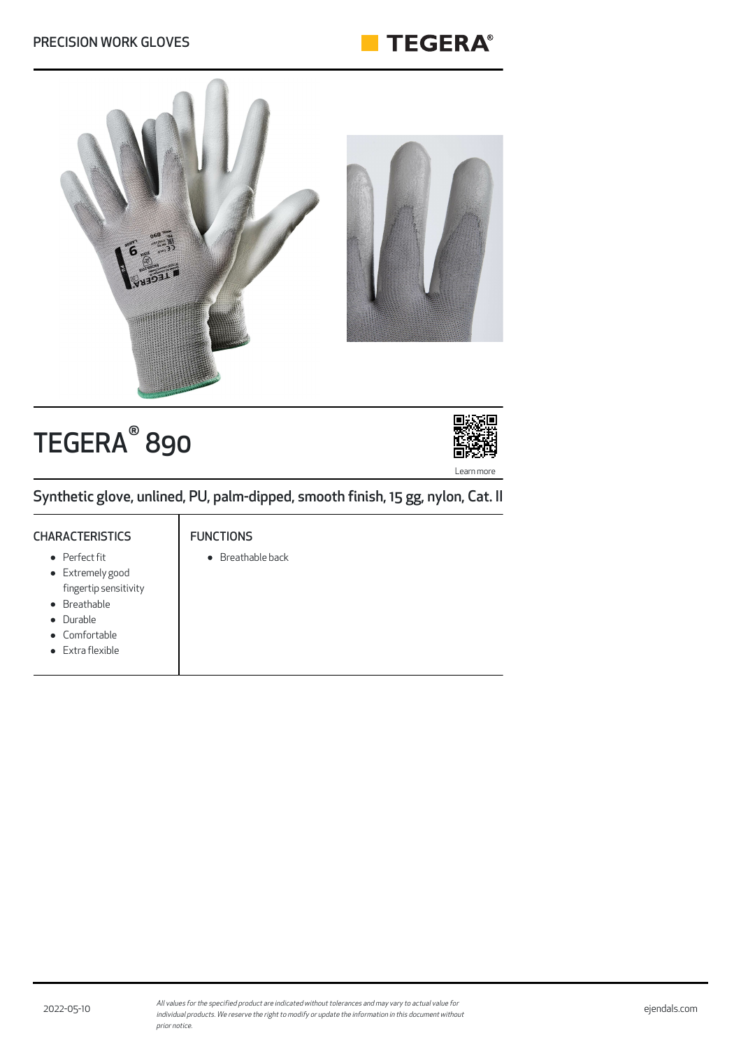PRECISION WORK GLOVES

# TEGERA® 890

Learn more

## Synthetic glove, unlined, PU, palm-dipped, smooth finish, 15 gg, nylon, Cat. II

### CHARACTERISTICS

- Perfect fit
- Extremely good fingertip sensitivity
- Breathable
- Durable
- Comfortable
- Extra flexible

### FUNCTIONS

- Breathable back

2022-05-10

*All values for the specified product are indicated without tolerances and may vary to actual value for individual products. We reserve the right to modify or update the information in this document without prior notice.*

ejendals.com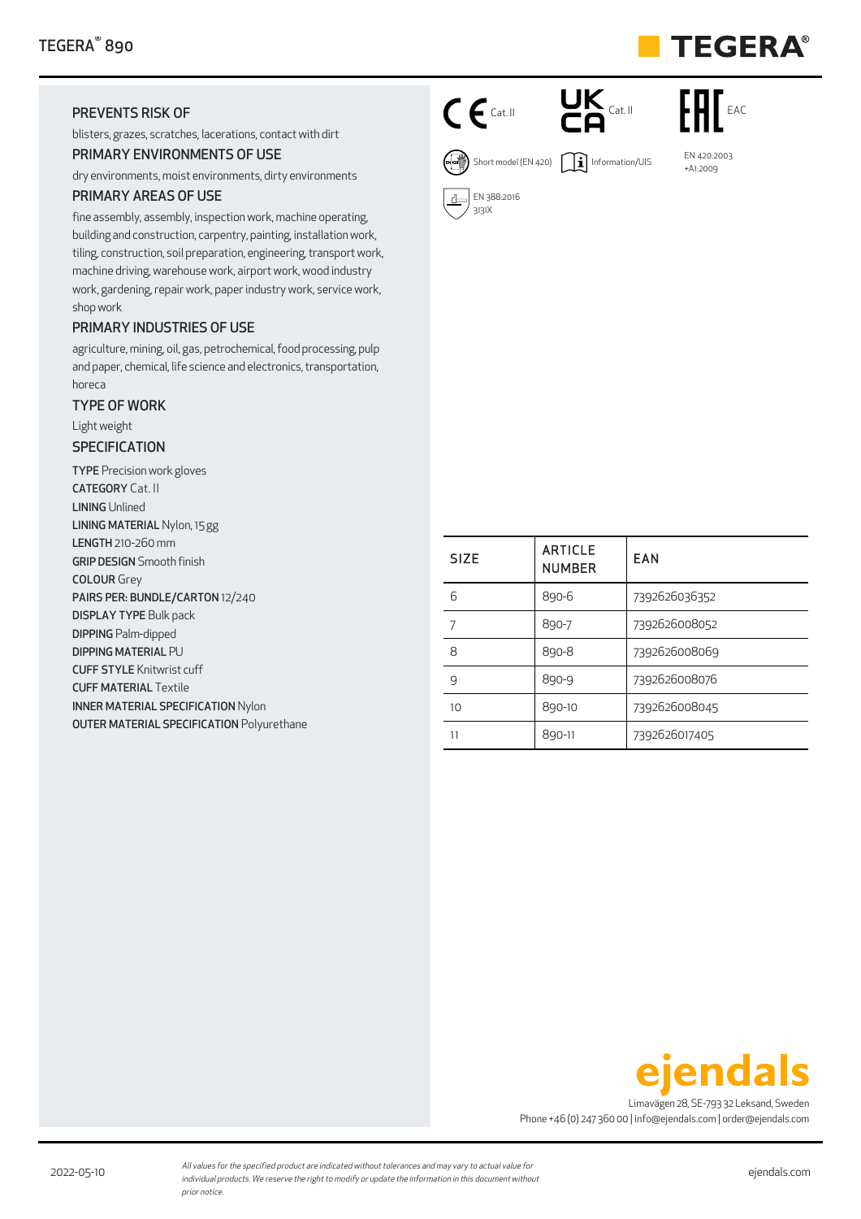# TEGERA® 890

## PREVENTS RISK OF

blisters, grazes, scratches, lacerations, contact with dirt

## PRIMARY ENVIRONMENTS OF USE

dry environments, moist environments, dirty environments

## PRIMARY AREAS OF USE

fine assembly, assembly, inspection work, machine operating, building and construction, carpentry, painting, installation work, tiling, construction, soil preparation, engineering, transport work, machine driving, warehouse work, airport work, wood industry work, gardening, repair work, paper industry work, service work, shop work

## PRIMARY INDUSTRIES OF USE

agriculture, mining, oil, gas, petrochemical, food processing, pulp and paper, chemical, life science and electronics, transportation, horeca

## TYPE OF WORK

Light weight

## SPECIFICATION

**TYPE** Precision work gloves
**CATEGORY** Cat. II
**LINING** Unlined
**LINING MATERIAL** Nylon, 15 gg
**LENGTH** 210-260 mm
**GRIP DESIGN** Smooth finish
**COLOUR** Grey
**PAIRS PER: BUNDLE/CARTON** 12/240
**DISPLAY TYPE** Bulk pack
**DIPPING** Palm-dipped
**DIPPING MATERIAL** PU
**CUFF STYLE** Knitwrist cuff
**CUFF MATERIAL** Textile
**INNER MATERIAL SPECIFICATION** Nylon
**OUTER MATERIAL SPECIFICATION** Polyurethane

CE Cat. II
UKCA Cat. II
EAC

Short model (EN 420)
Information/UIS
EN 420:2003 +A1:2009
EN 388:2016 3131X

| SIZE | ARTICLE NUMBER | EAN |
|---|---|---|
| 6 | 890-6 | 7392626036352 |
| 7 | 890-7 | 7392626008052 |
| 8 | 890-8 | 7392626008069 |
| 9 | 890-9 | 7392626008076 |
| 10 | 890-10 | 7392626008045 |
| 11 | 890-11 | 7392626017405 |

ejendals
Limavägen 28, SE-793 32 Leksand, Sweden
Phone +46 (0) 247 360 00 | info@ejendals.com | order@ejendals.com

2022-05-10

*All values for the specified product are indicated without tolerances and may vary to actual value for individual products. We reserve the right to modify or update the information in this document without prior notice.*

ejendals.com